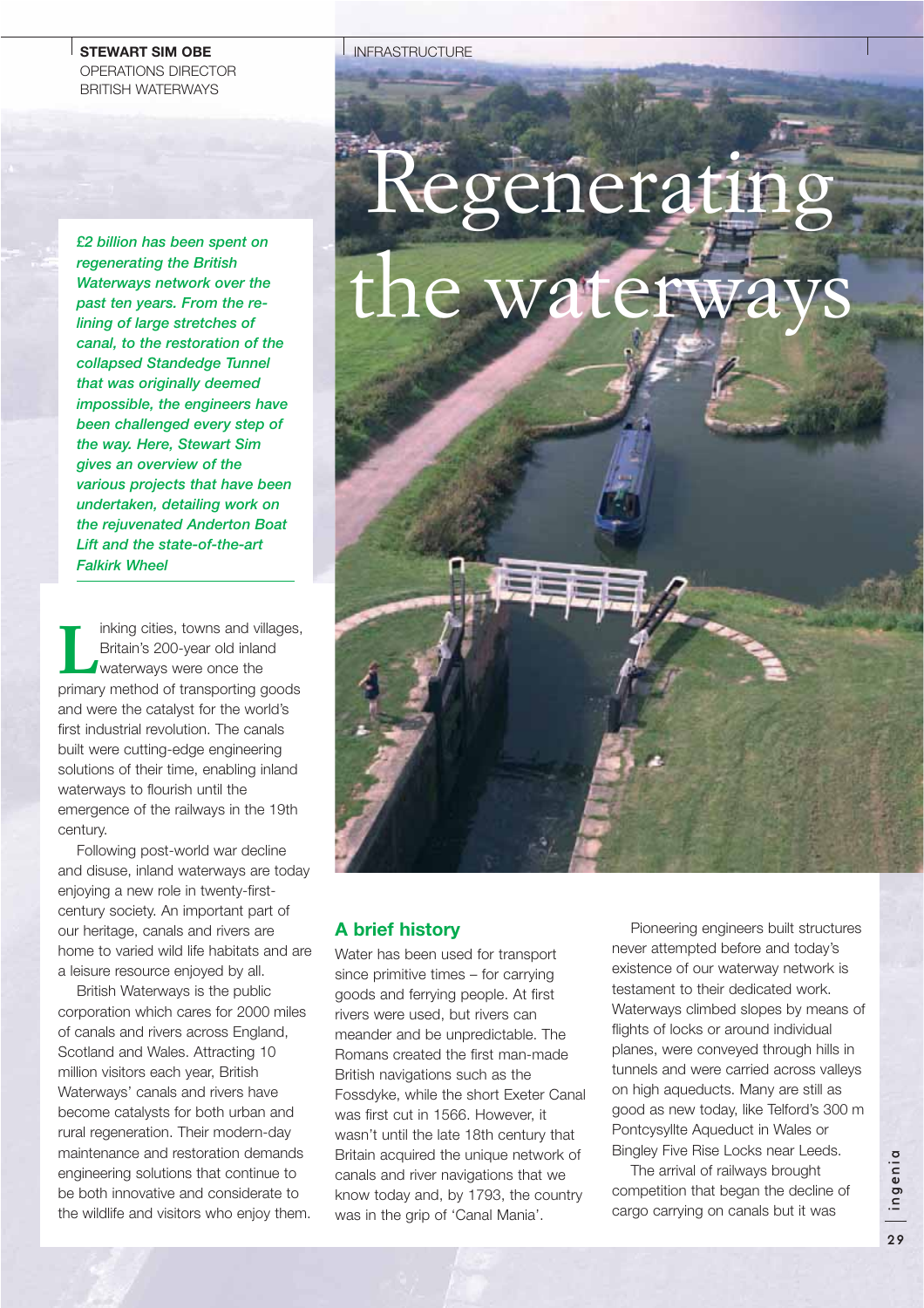**STEWART SIM OBE**
OPERATIONS DIRECTOR
BRITISH WATERWAYS

# Regenerating the waterways

***£2 billion has been spent on regenerating the British Waterways network over the past ten years. From the re-lining of large stretches of canal, to the restoration of the collapsed Standedge Tunnel that was originally deemed impossible, the engineers have been challenged every step of the way. Here, Stewart Sim gives an overview of the various projects that have been undertaken, detailing work on the rejuvenated Anderton Boat Lift and the state-of-the-art Falkirk Wheel***

Linking cities, towns and villages, Britain's 200-year old inland waterways were once the primary method of transporting goods and were the catalyst for the world's first industrial revolution. The canals built were cutting-edge engineering solutions of their time, enabling inland waterways to flourish until the emergence of the railways in the 19th century.

Following post-world war decline and disuse, inland waterways are today enjoying a new role in twenty-first-century society. An important part of our heritage, canals and rivers are home to varied wild life habitats and are a leisure resource enjoyed by all.

British Waterways is the public corporation which cares for 2000 miles of canals and rivers across England, Scotland and Wales. Attracting 10 million visitors each year, British Waterways' canals and rivers have become catalysts for both urban and rural regeneration. Their modern-day maintenance and restoration demands engineering solutions that continue to be both innovative and considerate to the wildlife and visitors who enjoy them.

## A brief history

Water has been used for transport since primitive times – for carrying goods and ferrying people. At first rivers were used, but rivers can meander and be unpredictable. The Romans created the first man-made British navigations such as the Fossdyke, while the short Exeter Canal was first cut in 1566. However, it wasn't until the late 18th century that Britain acquired the unique network of canals and river navigations that we know today and, by 1793, the country was in the grip of 'Canal Mania'.

Pioneering engineers built structures never attempted before and today's existence of our waterway network is testament to their dedicated work. Waterways climbed slopes by means of flights of locks or around individual planes, were conveyed through hills in tunnels and were carried across valleys on high aqueducts. Many are still as good as new today, like Telford's 300 m Pontcysyllte Aqueduct in Wales or Bingley Five Rise Locks near Leeds.

The arrival of railways brought competition that began the decline of cargo carrying on canals but it was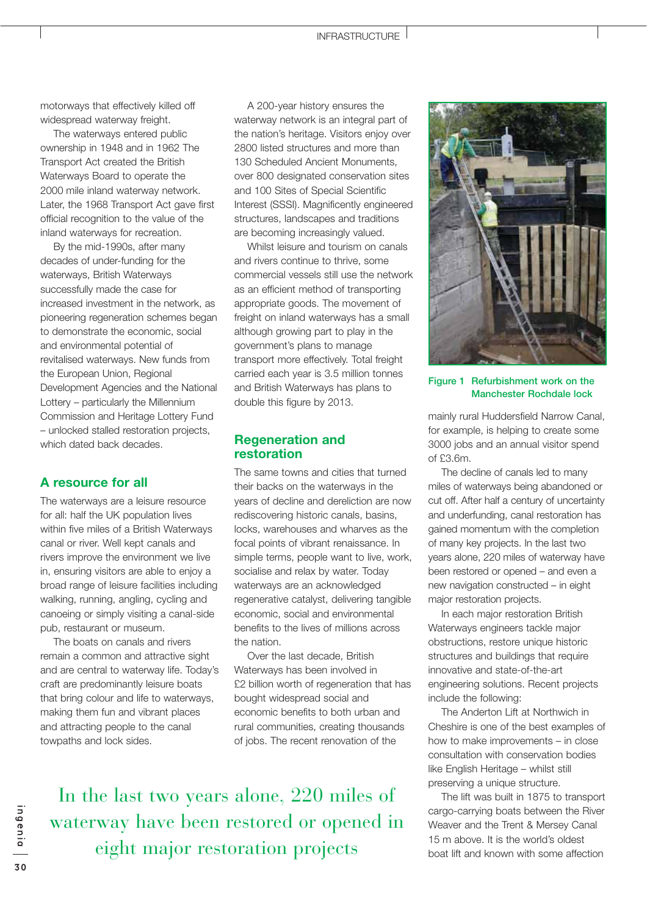motorways that effectively killed off widespread waterway freight.

The waterways entered public ownership in 1948 and in 1962 The Transport Act created the British Waterways Board to operate the 2000 mile inland waterway network. Later, the 1968 Transport Act gave first official recognition to the value of the inland waterways for recreation.

By the mid-1990s, after many decades of under-funding for the waterways, British Waterways successfully made the case for increased investment in the network, as pioneering regeneration schemes began to demonstrate the economic, social and environmental potential of revitalised waterways. New funds from the European Union, Regional Development Agencies and the National Lottery – particularly the Millennium Commission and Heritage Lottery Fund – unlocked stalled restoration projects, which dated back decades.

## A resource for all

The waterways are a leisure resource for all: half the UK population lives within five miles of a British Waterways canal or river. Well kept canals and rivers improve the environment we live in, ensuring visitors are able to enjoy a broad range of leisure facilities including walking, running, angling, cycling and canoeing or simply visiting a canal-side pub, restaurant or museum.

The boats on canals and rivers remain a common and attractive sight and are central to waterway life. Today's craft are predominantly leisure boats that bring colour and life to waterways, making them fun and vibrant places and attracting people to the canal towpaths and lock sides.

A 200-year history ensures the waterway network is an integral part of the nation's heritage. Visitors enjoy over 2800 listed structures and more than 130 Scheduled Ancient Monuments, over 800 designated conservation sites and 100 Sites of Special Scientific Interest (SSSI). Magnificently engineered structures, landscapes and traditions are becoming increasingly valued.

Whilst leisure and tourism on canals and rivers continue to thrive, some commercial vessels still use the network as an efficient method of transporting appropriate goods. The movement of freight on inland waterways has a small although growing part to play in the government's plans to manage transport more effectively. Total freight carried each year is 3.5 million tonnes and British Waterways has plans to double this figure by 2013.

## Regeneration and restoration

The same towns and cities that turned their backs on the waterways in the years of decline and dereliction are now rediscovering historic canals, basins, locks, warehouses and wharves as the focal points of vibrant renaissance. In simple terms, people want to live, work, socialise and relax by water. Today waterways are an acknowledged regenerative catalyst, delivering tangible economic, social and environmental benefits to the lives of millions across the nation.

Over the last decade, British Waterways has been involved in £2 billion worth of regeneration that has bought widespread social and economic benefits to both urban and rural communities, creating thousands of jobs. The recent renovation of the mainly rural Huddersfield Narrow Canal, for example, is helping to create some 3000 jobs and an annual visitor spend of £3.6m.

Figure 1 Refurbishment work on the Manchester Rochdale lock

The decline of canals led to many miles of waterways being abandoned or cut off. After half a century of uncertainty and underfunding, canal restoration has gained momentum with the completion of many key projects. In the last two years alone, 220 miles of waterway have been restored or opened – and even a new navigation constructed – in eight major restoration projects.

In each major restoration British Waterways engineers tackle major obstructions, restore unique historic structures and buildings that require innovative and state-of-the-art engineering solutions. Recent projects include the following:

The Anderton Lift at Northwich in Cheshire is one of the best examples of how to make improvements – in close consultation with conservation bodies like English Heritage – whilst still preserving a unique structure.

The lift was built in 1875 to transport cargo-carrying boats between the River Weaver and the Trent & Mersey Canal 15 m above. It is the world's oldest boat lift and known with some affection

> In the last two years alone, 220 miles of waterway have been restored or opened in eight major restoration projects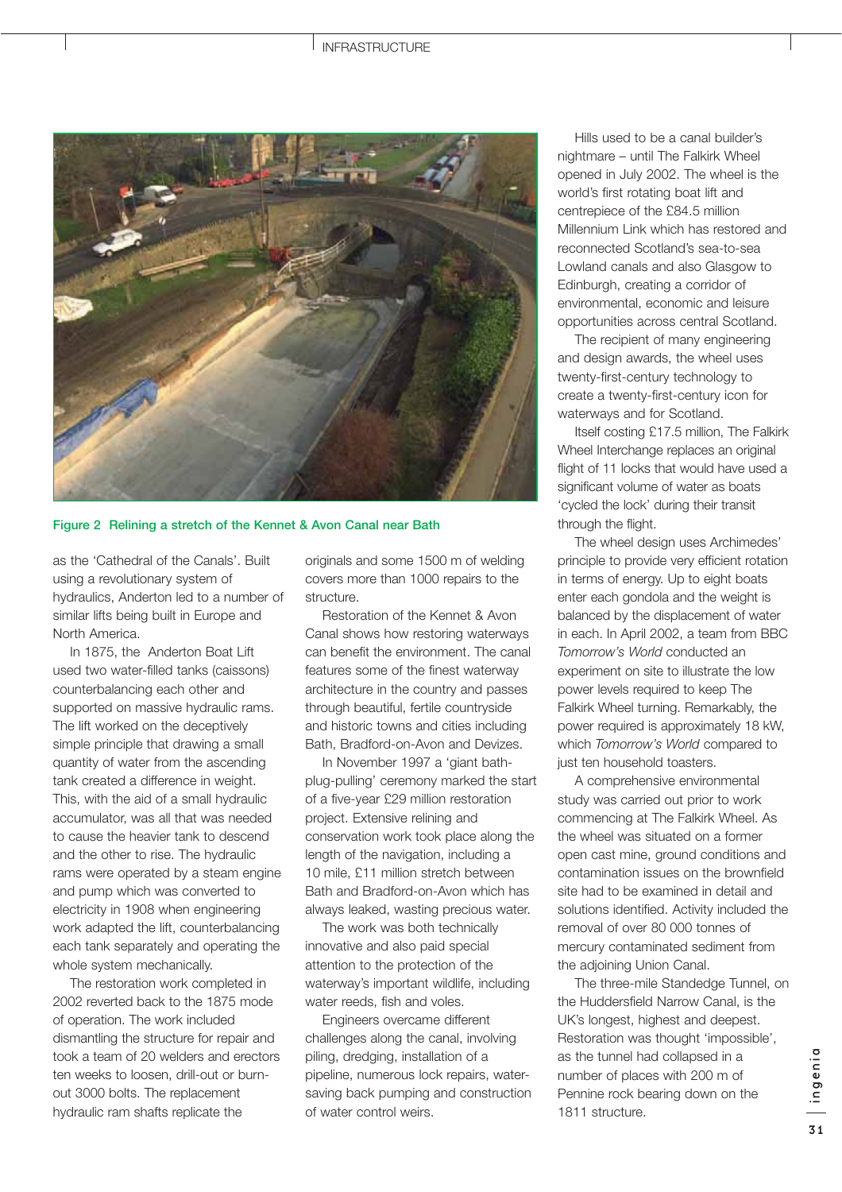Figure 2 Relining a stretch of the Kennet & Avon Canal near Bath

as the 'Cathedral of the Canals'. Built using a revolutionary system of hydraulics, Anderton led to a number of similar lifts being built in Europe and North America.

In 1875, the Anderton Boat Lift used two water-filled tanks (caissons) counterbalancing each other and supported on massive hydraulic rams. The lift worked on the deceptively simple principle that drawing a small quantity of water from the ascending tank created a difference in weight. This, with the aid of a small hydraulic accumulator, was all that was needed to cause the heavier tank to descend and the other to rise. The hydraulic rams were operated by a steam engine and pump which was converted to electricity in 1908 when engineering work adapted the lift, counterbalancing each tank separately and operating the whole system mechanically.

The restoration work completed in 2002 reverted back to the 1875 mode of operation. The work included dismantling the structure for repair and took a team of 20 welders and erectors ten weeks to loosen, drill-out or burn-out 3000 bolts. The replacement hydraulic ram shafts replicate the originals and some 1500 m of welding covers more than 1000 repairs to the structure.

Restoration of the Kennet & Avon Canal shows how restoring waterways can benefit the environment. The canal features some of the finest waterway architecture in the country and passes through beautiful, fertile countryside and historic towns and cities including Bath, Bradford-on-Avon and Devizes.

In November 1997 a 'giant bath-plug-pulling' ceremony marked the start of a five-year £29 million restoration project. Extensive relining and conservation work took place along the length of the navigation, including a 10 mile, £11 million stretch between Bath and Bradford-on-Avon which has always leaked, wasting precious water.

The work was both technically innovative and also paid special attention to the protection of the waterway's important wildlife, including water reeds, fish and voles.

Engineers overcame different challenges along the canal, involving piling, dredging, installation of a pipeline, numerous lock repairs, water-saving back pumping and construction of water control weirs.

Hills used to be a canal builder's nightmare – until The Falkirk Wheel opened in July 2002. The wheel is the world's first rotating boat lift and centrepiece of the £84.5 million Millennium Link which has restored and reconnected Scotland's sea-to-sea Lowland canals and also Glasgow to Edinburgh, creating a corridor of environmental, economic and leisure opportunities across central Scotland.

The recipient of many engineering and design awards, the wheel uses twenty-first-century technology to create a twenty-first-century icon for waterways and for Scotland.

Itself costing £17.5 million, The Falkirk Wheel Interchange replaces an original flight of 11 locks that would have used a significant volume of water as boats 'cycled the lock' during their transit through the flight.

The wheel design uses Archimedes' principle to provide very efficient rotation in terms of energy. Up to eight boats enter each gondola and the weight is balanced by the displacement of water in each. In April 2002, a team from BBC *Tomorrow's World* conducted an experiment on site to illustrate the low power levels required to keep The Falkirk Wheel turning. Remarkably, the power required is approximately 18 kW, which *Tomorrow's World* compared to just ten household toasters.

A comprehensive environmental study was carried out prior to work commencing at The Falkirk Wheel. As the wheel was situated on a former open cast mine, ground conditions and contamination issues on the brownfield site had to be examined in detail and solutions identified. Activity included the removal of over 80 000 tonnes of mercury contaminated sediment from the adjoining Union Canal.

The three-mile Standedge Tunnel, on the Huddersfield Narrow Canal, is the UK's longest, highest and deepest. Restoration was thought 'impossible', as the tunnel had collapsed in a number of places with 200 m of Pennine rock bearing down on the 1811 structure.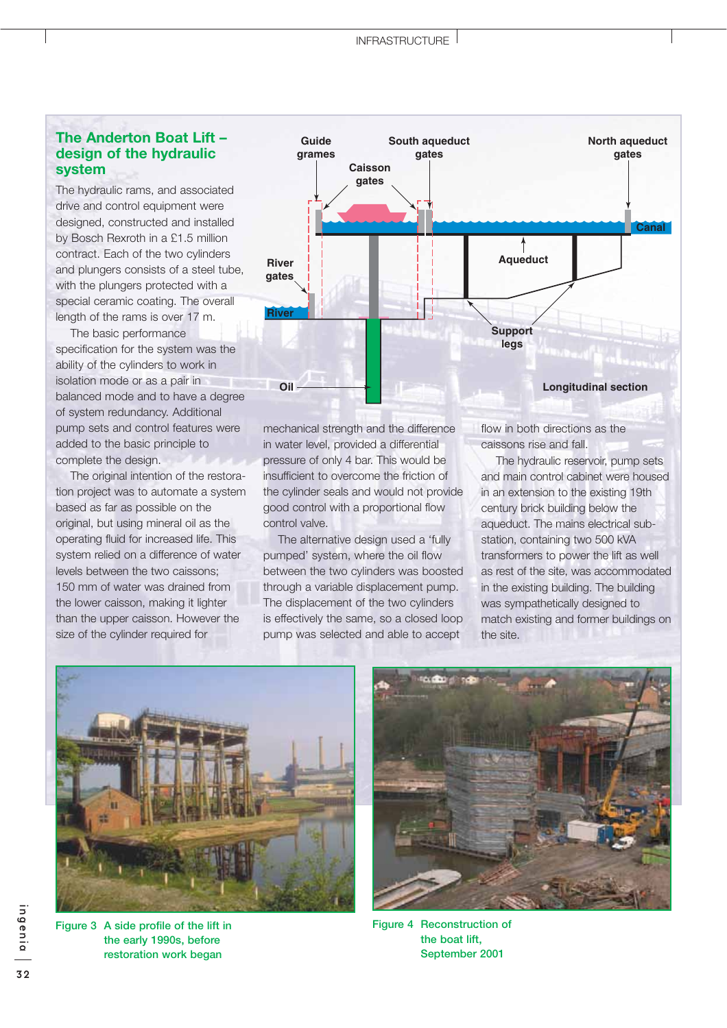## The Anderton Boat Lift – design of the hydraulic system

The hydraulic rams, and associated drive and control equipment were designed, constructed and installed by Bosch Rexroth in a £1.5 million contract. Each of the two cylinders and plungers consists of a steel tube, with the plungers protected with a special ceramic coating. The overall length of the rams is over 17 m.

The basic performance specification for the system was the ability of the cylinders to work in isolation mode or as a pair in balanced mode and to have a degree of system redundancy. Additional pump sets and control features were added to the basic principle to complete the design.

The original intention of the restoration project was to automate a system based as far as possible on the original, but using mineral oil as the operating fluid for increased life. This system relied on a difference of water levels between the two caissons; 150 mm of water was drained from the lower caisson, making it lighter than the upper caisson. However the size of the cylinder required for mechanical strength and the difference in water level, provided a differential pressure of only 4 bar. This would be insufficient to overcome the friction of the cylinder seals and would not provide good control with a proportional flow control valve.

The alternative design used a 'fully pumped' system, where the oil flow between the two cylinders was boosted through a variable displacement pump. The displacement of the two cylinders is effectively the same, so a closed loop pump was selected and able to accept flow in both directions as the caissons rise and fall.

The hydraulic reservoir, pump sets and main control cabinet were housed in an extension to the existing 19th century brick building below the aqueduct. The mains electrical sub-station, containing two 500 kVA transformers to power the lift as well as rest of the site, was accommodated in the existing building. The building was sympathetically designed to match existing and former buildings on the site.

Guide grames | South aqueduct gates | North aqueduct gates | Caisson gates | Canal | River gates | Aqueduct | River | Support legs | Oil | Longitudinal section

Figure 3 A side profile of the lift in the early 1990s, before restoration work began

Figure 4 Reconstruction of the boat lift, September 2001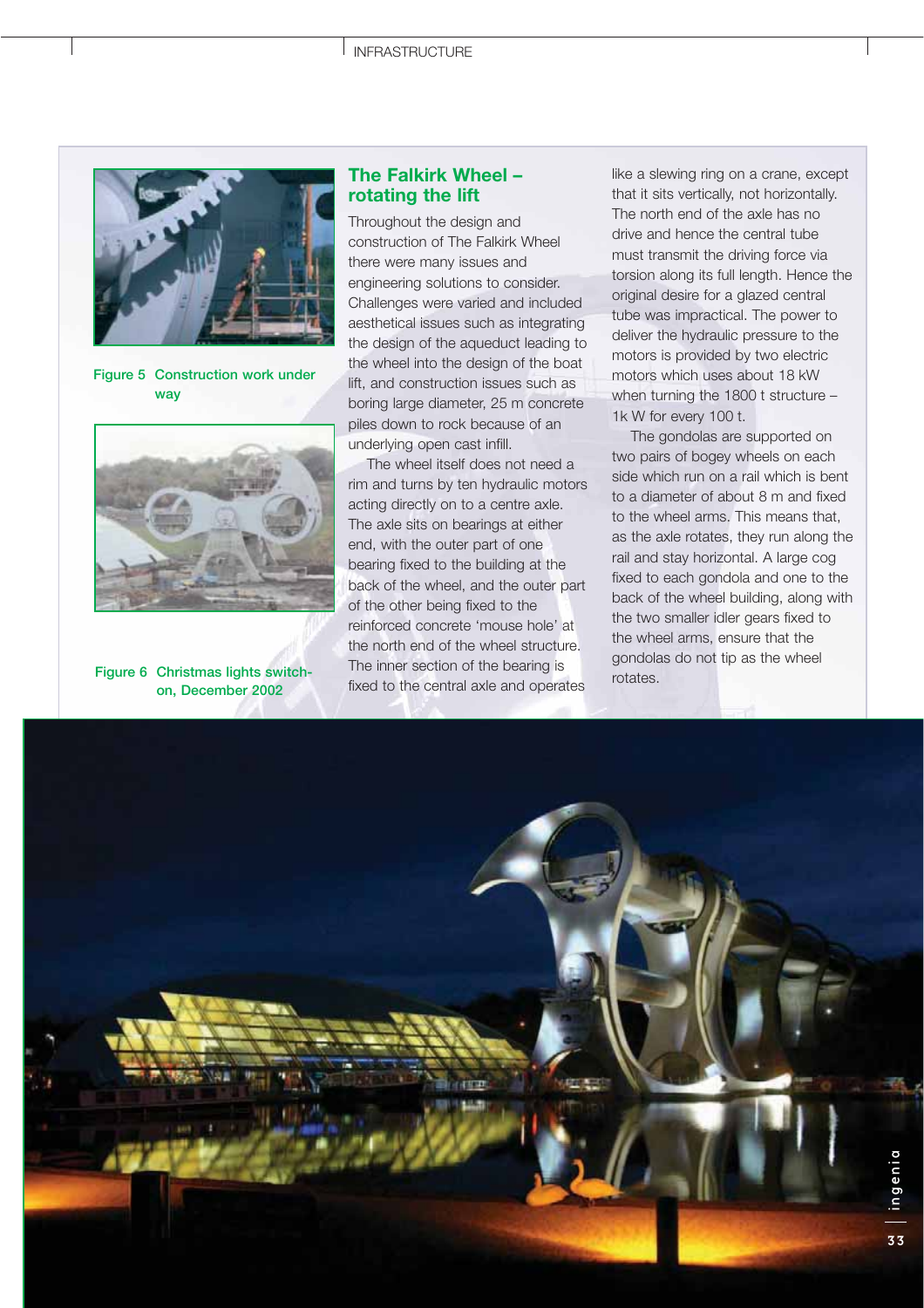Figure 5 Construction work under way

Figure 6 Christmas lights switch-on, December 2002

## The Falkirk Wheel – rotating the lift

Throughout the design and construction of The Falkirk Wheel there were many issues and engineering solutions to consider. Challenges were varied and included aesthetical issues such as integrating the design of the aqueduct leading to the wheel into the design of the boat lift, and construction issues such as boring large diameter, 25 m concrete piles down to rock because of an underlying open cast infill.

The wheel itself does not need a rim and turns by ten hydraulic motors acting directly on to a centre axle. The axle sits on bearings at either end, with the outer part of one bearing fixed to the building at the back of the wheel, and the outer part of the other being fixed to the reinforced concrete 'mouse hole' at the north end of the wheel structure. The inner section of the bearing is fixed to the central axle and operates like a slewing ring on a crane, except that it sits vertically, not horizontally. The north end of the axle has no drive and hence the central tube must transmit the driving force via torsion along its full length. Hence the original desire for a glazed central tube was impractical. The power to deliver the hydraulic pressure to the motors is provided by two electric motors which uses about 18 kW when turning the 1800 t structure – 1k W for every 100 t.

The gondolas are supported on two pairs of bogey wheels on each side which run on a rail which is bent to a diameter of about 8 m and fixed to the wheel arms. This means that, as the axle rotates, they run along the rail and stay horizontal. A large cog fixed to each gondola and one to the back of the wheel building, along with the two smaller idler gears fixed to the wheel arms, ensure that the gondolas do not tip as the wheel rotates.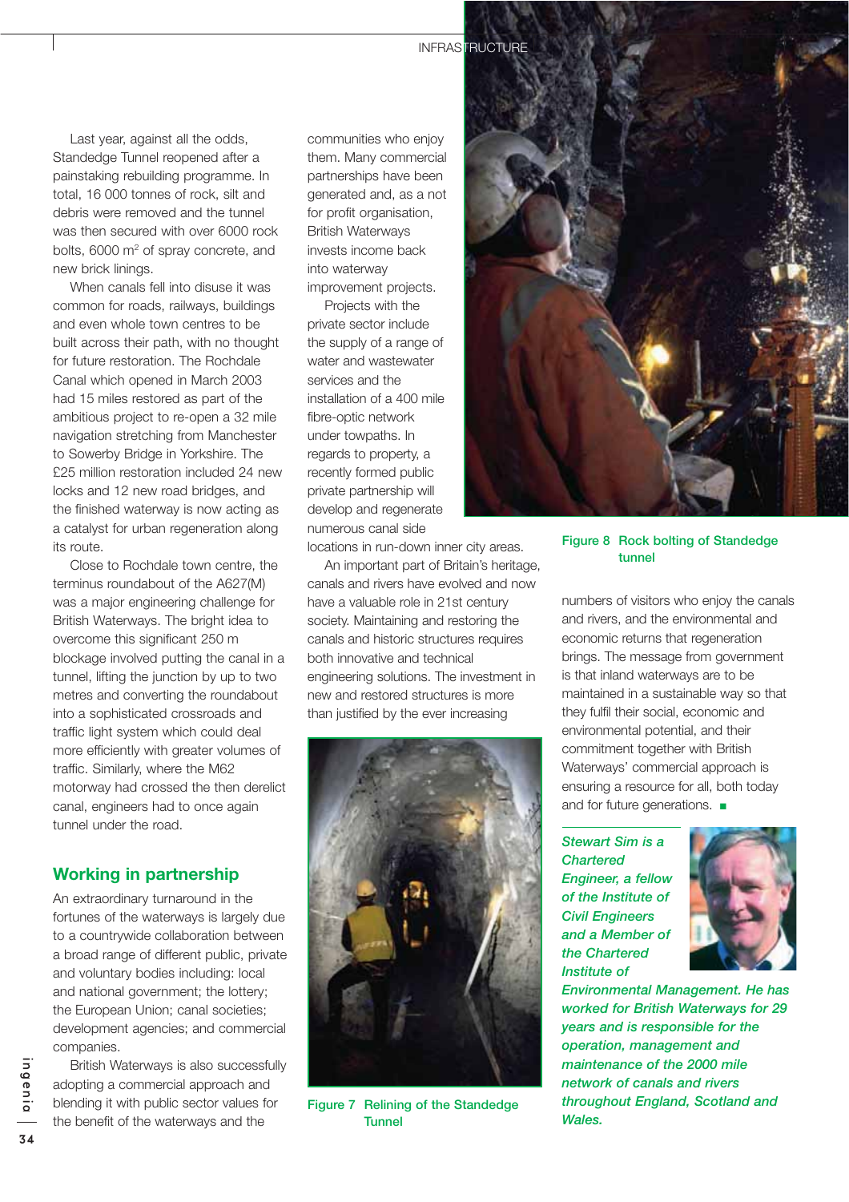Last year, against all the odds, Standedge Tunnel reopened after a painstaking rebuilding programme. In total, 16 000 tonnes of rock, silt and debris were removed and the tunnel was then secured with over 6000 rock bolts, 6000 m$^2$ of spray concrete, and new brick linings.

When canals fell into disuse it was common for roads, railways, buildings and even whole town centres to be built across their path, with no thought for future restoration. The Rochdale Canal which opened in March 2003 had 15 miles restored as part of the ambitious project to re-open a 32 mile navigation stretching from Manchester to Sowerby Bridge in Yorkshire. The £25 million restoration included 24 new locks and 12 new road bridges, and the finished waterway is now acting as a catalyst for urban regeneration along its route.

Close to Rochdale town centre, the terminus roundabout of the A627(M) was a major engineering challenge for British Waterways. The bright idea to overcome this significant 250 m blockage involved putting the canal in a tunnel, lifting the junction by up to two metres and converting the roundabout into a sophisticated crossroads and traffic light system which could deal more efficiently with greater volumes of traffic. Similarly, where the M62 motorway had crossed the then derelict canal, engineers had to once again tunnel under the road.

## Working in partnership

An extraordinary turnaround in the fortunes of the waterways is largely due to a countrywide collaboration between a broad range of different public, private and voluntary bodies including: local and national government; the lottery; the European Union; canal societies; development agencies; and commercial companies.

British Waterways is also successfully adopting a commercial approach and blending it with public sector values for the benefit of the waterways and the communities who enjoy them. Many commercial partnerships have been generated and, as a not for profit organisation, British Waterways invests income back into waterway improvement projects.

Projects with the private sector include the supply of a range of water and wastewater services and the installation of a 400 mile fibre-optic network under towpaths. In regards to property, a recently formed public private partnership will develop and regenerate numerous canal side locations in run-down inner city areas.

An important part of Britain's heritage, canals and rivers have evolved and now have a valuable role in 21st century society. Maintaining and restoring the canals and historic structures requires both innovative and technical engineering solutions. The investment in new and restored structures is more than justified by the ever increasing numbers of visitors who enjoy the canals and rivers, and the environmental and economic returns that regeneration brings. The message from government is that inland waterways are to be maintained in a sustainable way so that they fulfil their social, economic and environmental potential, and their commitment together with British Waterways' commercial approach is ensuring a resource for all, both today and for future generations. ■

Figure 7 Relining of the Standedge Tunnel

Figure 8 Rock bolting of Standedge tunnel

*Stewart Sim is a Chartered Engineer, a fellow of the Institute of Civil Engineers and a Member of the Chartered Institute of Environmental Management. He has worked for British Waterways for 29 years and is responsible for the operation, management and maintenance of the 2000 mile network of canals and rivers throughout England, Scotland and Wales.*